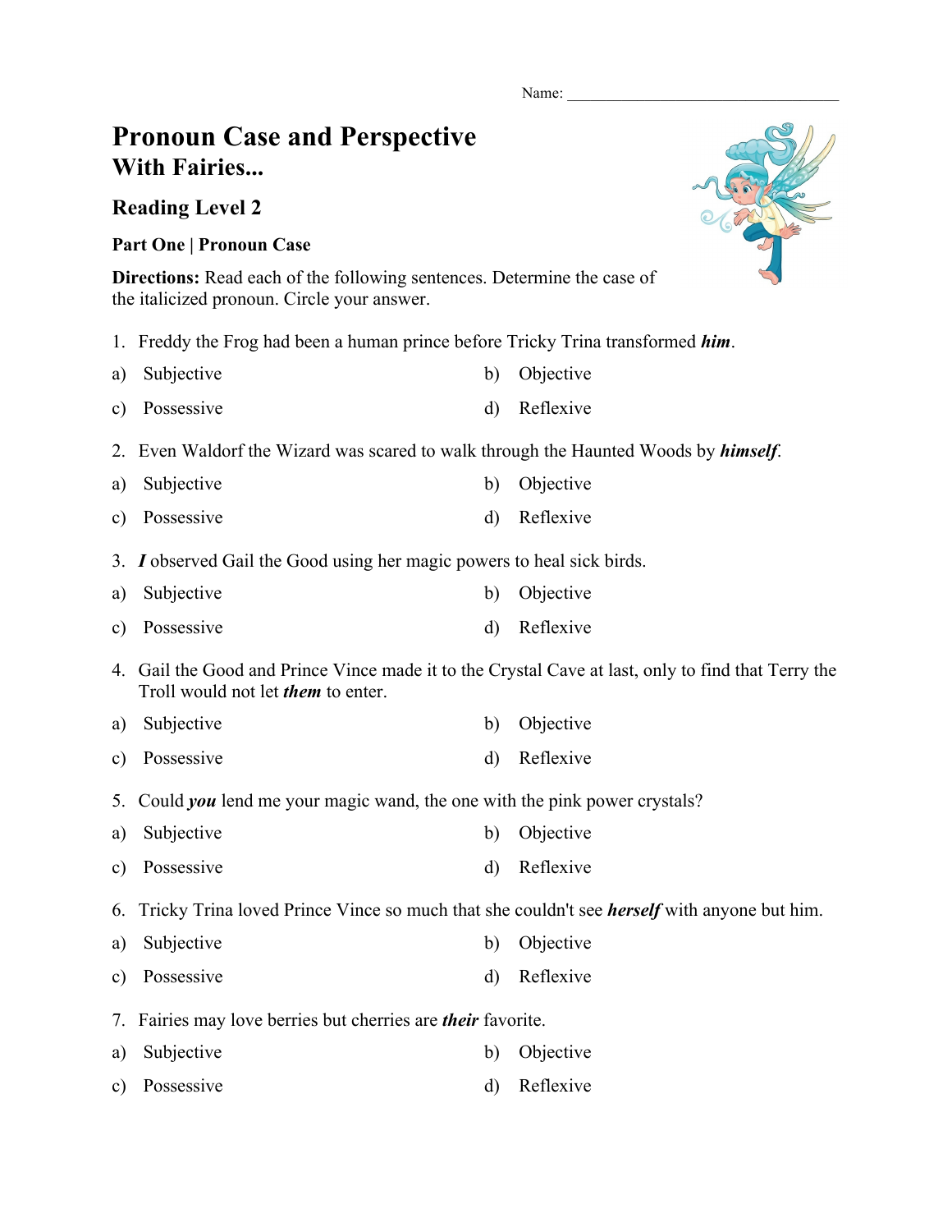Name: ________________________________

# Pronoun Case and Perspective
## With Fairies...

### Reading Level 2

**Part One | Pronoun Case**

**Directions:** Read each of the following sentences. Determine the case of the italicized pronoun. Circle your answer.

1. Freddy the Frog had been a human prince before Tricky Trina transformed ***him***.

a) Subjective b) Objective

c) Possessive d) Reflexive

2. Even Waldorf the Wizard was scared to walk through the Haunted Woods by ***himself***.

a) Subjective b) Objective

c) Possessive d) Reflexive

3. ***I*** observed Gail the Good using her magic powers to heal sick birds.

a) Subjective b) Objective

c) Possessive d) Reflexive

4. Gail the Good and Prince Vince made it to the Crystal Cave at last, only to find that Terry the Troll would not let ***them*** to enter.

a) Subjective b) Objective

c) Possessive d) Reflexive

5. Could ***you*** lend me your magic wand, the one with the pink power crystals?

a) Subjective b) Objective

c) Possessive d) Reflexive

6. Tricky Trina loved Prince Vince so much that she couldn't see ***herself*** with anyone but him.

a) Subjective b) Objective

c) Possessive d) Reflexive

7. Fairies may love berries but cherries are ***their*** favorite.

a) Subjective b) Objective

c) Possessive d) Reflexive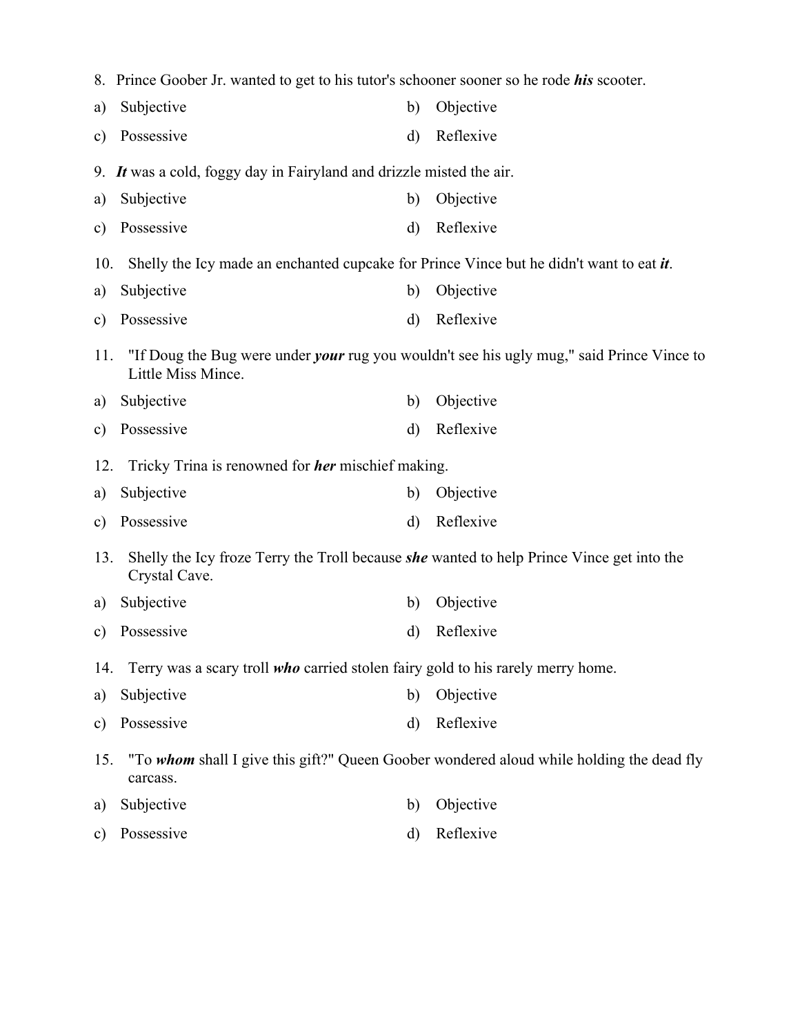8. Prince Goober Jr. wanted to get to his tutor's schooner sooner so he rode ***his*** scooter.

a) Subjective b) Objective

c) Possessive d) Reflexive

9. ***It*** was a cold, foggy day in Fairyland and drizzle misted the air.

a) Subjective b) Objective

c) Possessive d) Reflexive

10. Shelly the Icy made an enchanted cupcake for Prince Vince but he didn't want to eat ***it***.

a) Subjective b) Objective

c) Possessive d) Reflexive

11. "If Doug the Bug were under ***your*** rug you wouldn't see his ugly mug," said Prince Vince to Little Miss Mince.

a) Subjective b) Objective

c) Possessive d) Reflexive

12. Tricky Trina is renowned for ***her*** mischief making.

a) Subjective b) Objective

c) Possessive d) Reflexive

13. Shelly the Icy froze Terry the Troll because ***she*** wanted to help Prince Vince get into the Crystal Cave.

a) Subjective b) Objective

c) Possessive d) Reflexive

14. Terry was a scary troll ***who*** carried stolen fairy gold to his rarely merry home.

a) Subjective b) Objective

c) Possessive d) Reflexive

15. "To ***whom*** shall I give this gift?" Queen Goober wondered aloud while holding the dead fly carcass.

a) Subjective b) Objective

c) Possessive d) Reflexive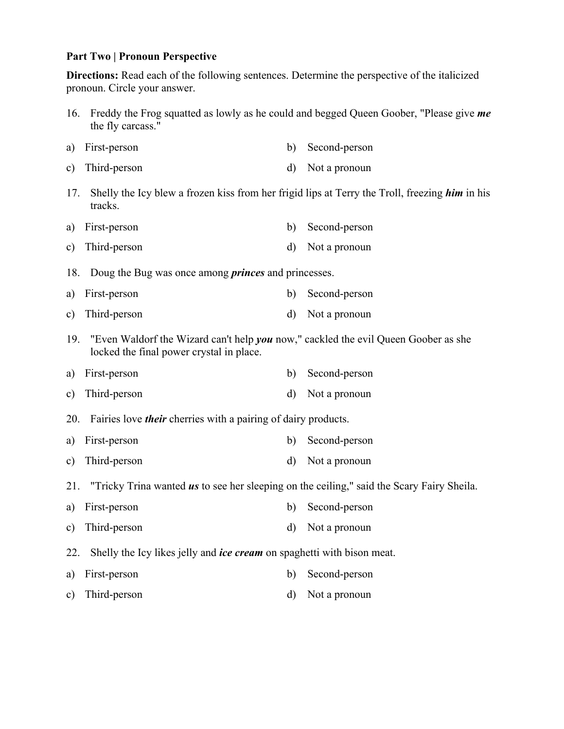**Part Two | Pronoun Perspective**

**Directions:** Read each of the following sentences. Determine the perspective of the italicized pronoun. Circle your answer.

16. Freddy the Frog squatted as lowly as he could and begged Queen Goober, "Please give ***me*** the fly carcass."

a) First-person  
b) Second-person  
c) Third-person  
d) Not a pronoun

17. Shelly the Icy blew a frozen kiss from her frigid lips at Terry the Troll, freezing ***him*** in his tracks.

a) First-person  
b) Second-person  
c) Third-person  
d) Not a pronoun

18. Doug the Bug was once among ***princes*** and princesses.

a) First-person  
b) Second-person  
c) Third-person  
d) Not a pronoun

19. "Even Waldorf the Wizard can't help ***you*** now," cackled the evil Queen Goober as she locked the final power crystal in place.

a) First-person  
b) Second-person  
c) Third-person  
d) Not a pronoun

20. Fairies love ***their*** cherries with a pairing of dairy products.

a) First-person  
b) Second-person  
c) Third-person  
d) Not a pronoun

21. "Tricky Trina wanted ***us*** to see her sleeping on the ceiling," said the Scary Fairy Sheila.

a) First-person  
b) Second-person  
c) Third-person  
d) Not a pronoun

22. Shelly the Icy likes jelly and ***ice cream*** on spaghetti with bison meat.

a) First-person  
b) Second-person  
c) Third-person  
d) Not a pronoun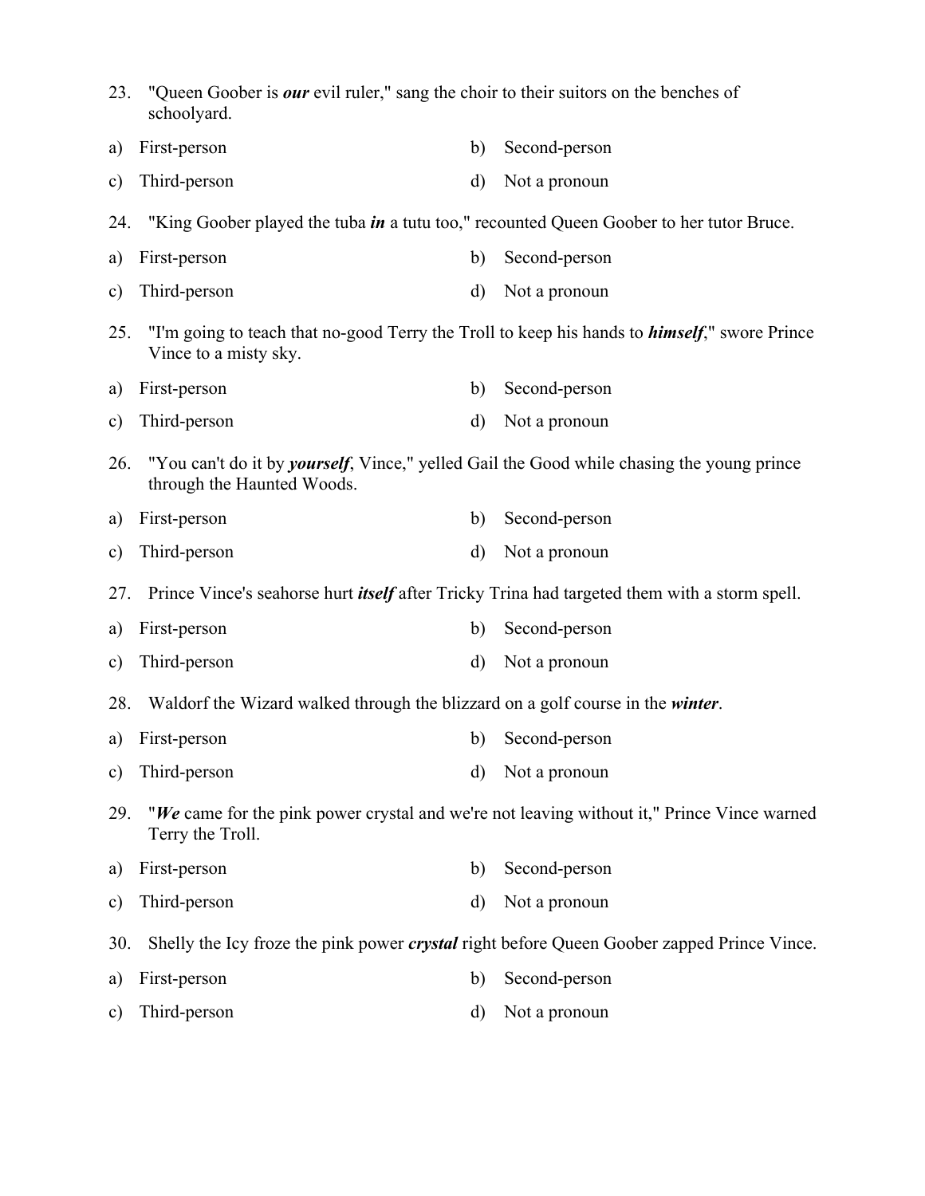23. "Queen Goober is ***our*** evil ruler," sang the choir to their suitors on the benches of schoolyard.

a) First-person  
b) Second-person  
c) Third-person  
d) Not a pronoun

24. "King Goober played the tuba ***in*** a tutu too," recounted Queen Goober to her tutor Bruce.

a) First-person  
b) Second-person  
c) Third-person  
d) Not a pronoun

25. "I'm going to teach that no-good Terry the Troll to keep his hands to ***himself***," swore Prince Vince to a misty sky.

a) First-person  
b) Second-person  
c) Third-person  
d) Not a pronoun

26. "You can't do it by ***yourself***, Vince," yelled Gail the Good while chasing the young prince through the Haunted Woods.

a) First-person  
b) Second-person  
c) Third-person  
d) Not a pronoun

27. Prince Vince's seahorse hurt ***itself*** after Tricky Trina had targeted them with a storm spell.

a) First-person  
b) Second-person  
c) Third-person  
d) Not a pronoun

28. Waldorf the Wizard walked through the blizzard on a golf course in the ***winter***.

a) First-person  
b) Second-person  
c) Third-person  
d) Not a pronoun

29. "***We*** came for the pink power crystal and we're not leaving without it," Prince Vince warned Terry the Troll.

a) First-person  
b) Second-person  
c) Third-person  
d) Not a pronoun

30. Shelly the Icy froze the pink power ***crystal*** right before Queen Goober zapped Prince Vince.

a) First-person  
b) Second-person  
c) Third-person  
d) Not a pronoun